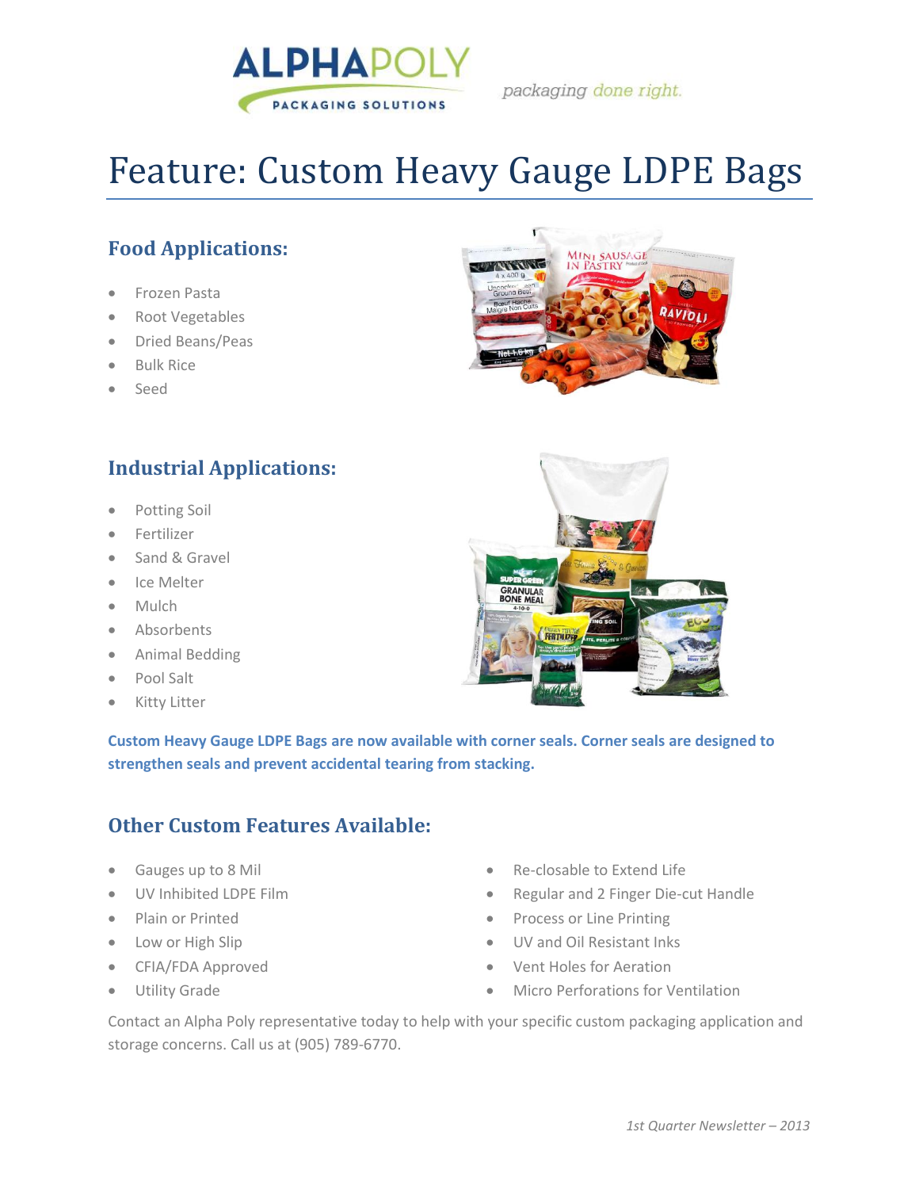ALPHAPOLY PACKAGING SOLUTIONS

*packaging done right.*

# Feature: Custom Heavy Gauge LDPE Bags

## Food Applications:

- Frozen Pasta
- Root Vegetables
- Dried Beans/Peas
- Bulk Rice
- Seed

## Industrial Applications:

- Potting Soil
- Fertilizer
- Sand & Gravel
- Ice Melter
- Mulch
- Absorbents
- Animal Bedding
- Pool Salt
- Kitty Litter

**Custom Heavy Gauge LDPE Bags are now available with corner seals. Corner seals are designed to strengthen seals and prevent accidental tearing from stacking.**

## Other Custom Features Available:

- Gauges up to 8 Mil
- UV Inhibited LDPE Film
- Plain or Printed
- Low or High Slip
- CFIA/FDA Approved
- Utility Grade
- Re-closable to Extend Life
- Regular and 2 Finger Die-cut Handle
- Process or Line Printing
- UV and Oil Resistant Inks
- Vent Holes for Aeration
- Micro Perforations for Ventilation

Contact an Alpha Poly representative today to help with your specific custom packaging application and storage concerns. Call us at (905) 789-6770.

*1st Quarter Newsletter – 2013*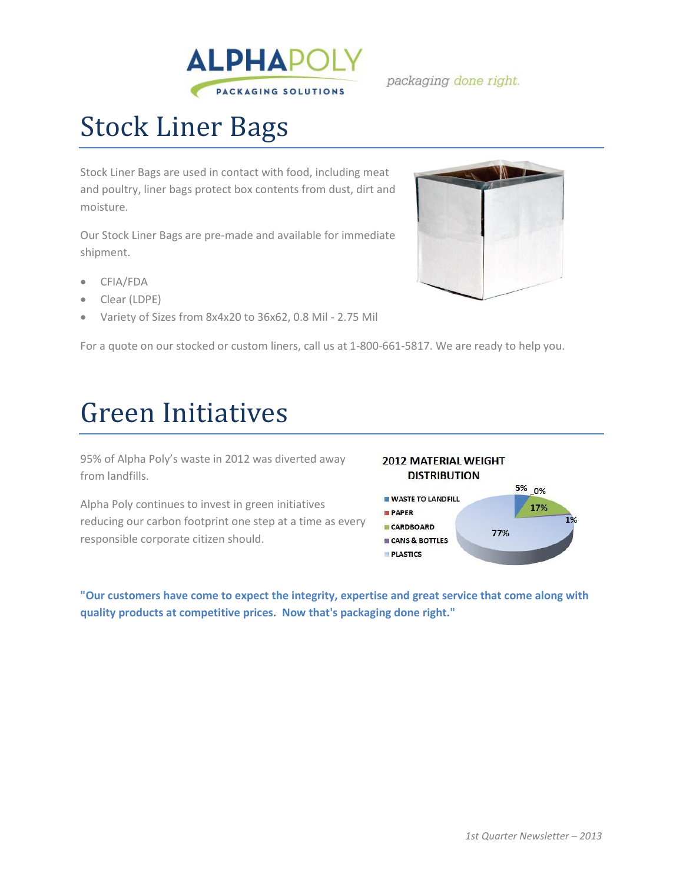ALPHAPOLY PACKAGING SOLUTIONS

*packaging done right.*

# Stock Liner Bags

Stock Liner Bags are used in contact with food, including meat and poultry, liner bags protect box contents from dust, dirt and moisture.

Our Stock Liner Bags are pre-made and available for immediate shipment.

- CFIA/FDA
- Clear (LDPE)
- Variety of Sizes from 8x4x20 to 36x62, 0.8 Mil - 2.75 Mil

For a quote on our stocked or custom liners, call us at 1-800-661-5817. We are ready to help you.

# Green Initiatives

95% of Alpha Poly's waste in 2012 was diverted away from landfills.

Alpha Poly continues to invest in green initiatives reducing our carbon footprint one step at a time as every responsible corporate citizen should.

**2012 MATERIAL WEIGHT DISTRIBUTION**

WASTE TO LANDFILL
PAPER
CARDBOARD
CANS & BOTTLES
PLASTICS

5%
0%
17%
1%
77%

**"Our customers have come to expect the integrity, expertise and great service that come along with quality products at competitive prices. Now that's packaging done right."**

*1st Quarter Newsletter – 2013*